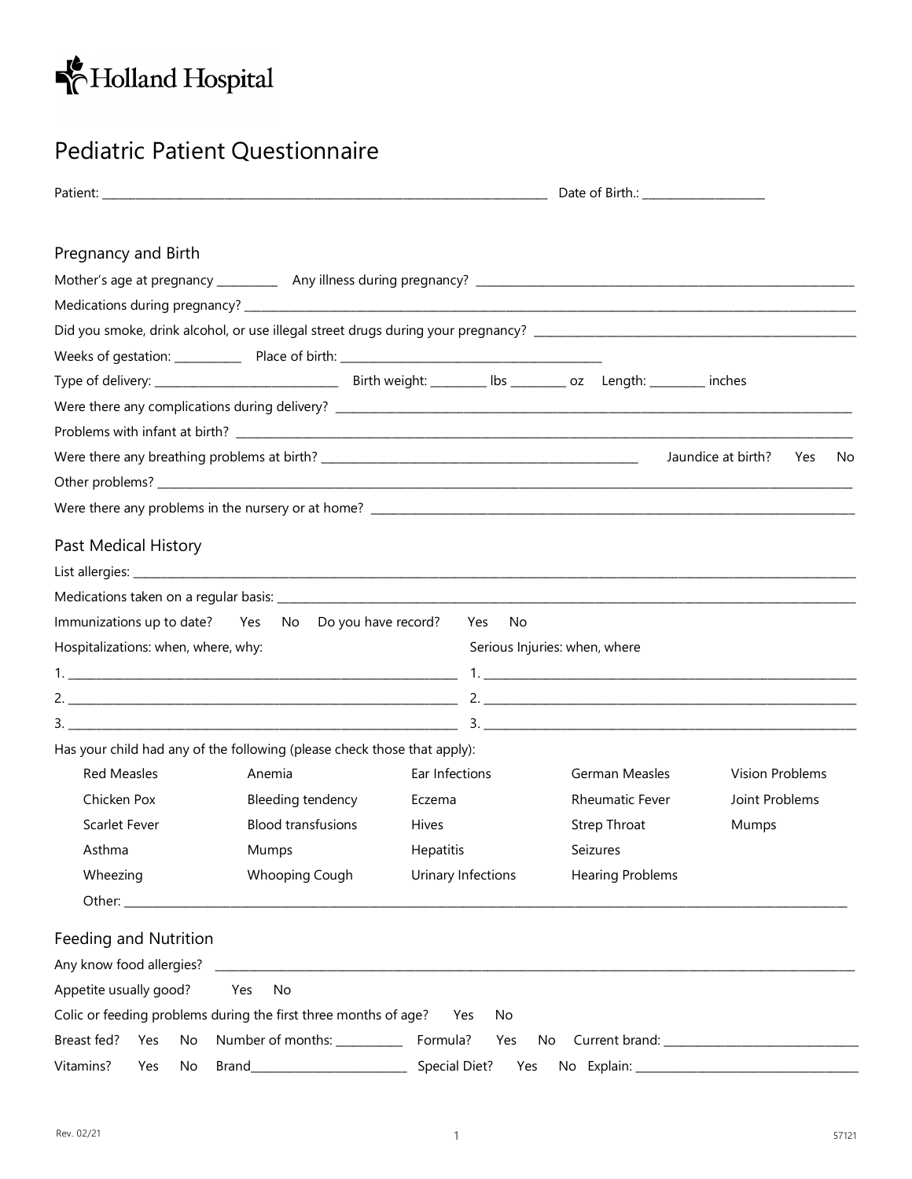Holland Hospital

# Pediatric Patient Questionnaire

Patient: ______________________________ Date of Birth.: ____________________

## Pregnancy and Birth

Mother's age at pregnancy __________ Any illness during pregnancy? ______________________________

Medications during pregnancy? ______________________________

Did you smoke, drink alcohol, or use illegal street drugs during your pregnancy? ______________________________

Weeks of gestation: ___________ Place of birth: ______________________________

Type of delivery: ______________________________ Birth weight: _________ lbs _________ oz Length: _________ inches

Were there any complications during delivery? ______________________________

Problems with infant at birth? ______________________________

Were there any breathing problems at birth? ______________________________ Jaundice at birth? Yes No

Other problems? ______________________________

Were there any problems in the nursery or at home? ______________________________

## Past Medical History

List allergies: ______________________________

Medications taken on a regular basis: ______________________________

Immunizations up to date? Yes No Do you have record? Yes No

| Hospitalizations: when, where, why: | Serious Injuries: when, where |
|---|---|
| 1. ______________________________ | 1. ______________________________ |
| 2. ______________________________ | 2. ______________________________ |
| 3. ______________________________ | 3. ______________________________ |

Has your child had any of the following (please check those that apply):

| | | | | |
|---|---|---|---|---|
| Red Measles | Anemia | Ear Infections | German Measles | Vision Problems |
| Chicken Pox | Bleeding tendency | Eczema | Rheumatic Fever | Joint Problems |
| Scarlet Fever | Blood transfusions | Hives | Strep Throat | Mumps |
| Asthma | Mumps | Hepatitis | Seizures | |
| Wheezing | Whooping Cough | Urinary Infections | Hearing Problems | |

Other: ______________________________

## Feeding and Nutrition

Any know food allergies? ______________________________

Appetite usually good? Yes No

Colic or feeding problems during the first three months of age? Yes No

Breast fed? Yes No Number of months: ___________ Formula? Yes No Current brand: ______________________________

Vitamins? Yes No Brand_________________________ Special Diet? Yes No Explain: ______________________________

Rev. 02/21

57121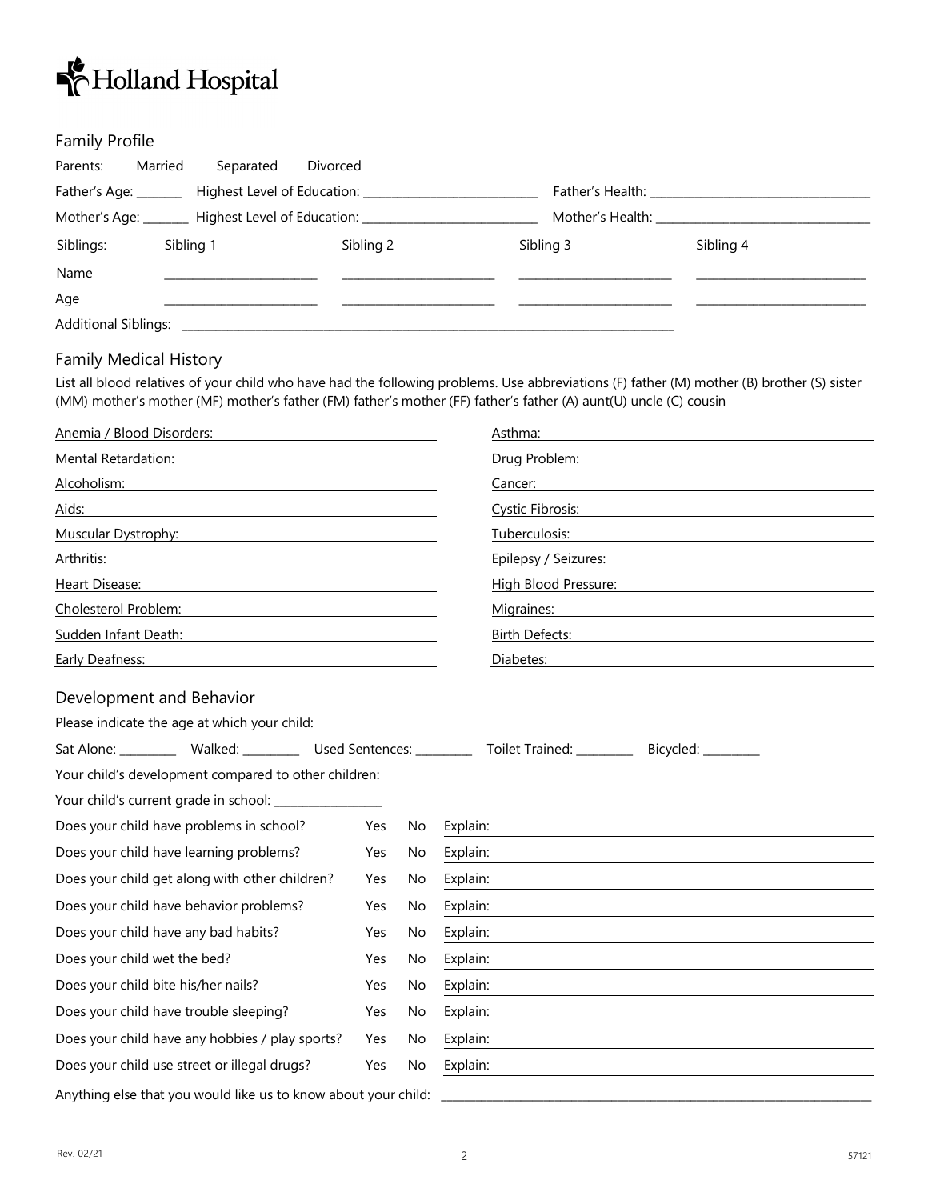Holland Hospital

## Family Profile

Parents: Married Separated Divorced

Father's Age: _______ Highest Level of Education: ___________________________ Father's Health: ___________________________________

Mother's Age: _______ Highest Level of Education: ___________________________ Mother's Health: __________________________________

| Siblings: | Sibling 1 | Sibling 2 | Sibling 3 | Sibling 4 |
|---|---|---|---|---|
| Name | | | | |
| Age | | | | |

Additional Siblings: ___________________________________________________________________________________

## Family Medical History

List all blood relatives of your child who have had the following problems. Use abbreviations (F) father (M) mother (B) brother (S) sister (MM) mother's mother (MF) mother's father (FM) father's mother (FF) father's father (A) aunt(U) uncle (C) cousin

| | |
|---|---|
| Anemia / Blood Disorders: | Asthma: |
| Mental Retardation: | Drug Problem: |
| Alcoholism: | Cancer: |
| Aids: | Cystic Fibrosis: |
| Muscular Dystrophy: | Tuberculosis: |
| Arthritis: | Epilepsy / Seizures: |
| Heart Disease: | High Blood Pressure: |
| Cholesterol Problem: | Migraines: |
| Sudden Infant Death: | Birth Defects: |
| Early Deafness: | Diabetes: |

## Development and Behavior

Please indicate the age at which your child:

Sat Alone: _________ Walked: _________ Used Sentences: _________ Toilet Trained: _________ Bicycled: _________

Your child's development compared to other children:

Your child's current grade in school: ________________

| | | | |
|---|---|---|---|
| Does your child have problems in school? | Yes | No | Explain: |
| Does your child have learning problems? | Yes | No | Explain: |
| Does your child get along with other children? | Yes | No | Explain: |
| Does your child have behavior problems? | Yes | No | Explain: |
| Does your child have any bad habits? | Yes | No | Explain: |
| Does your child wet the bed? | Yes | No | Explain: |
| Does your child bite his/her nails? | Yes | No | Explain: |
| Does your child have trouble sleeping? | Yes | No | Explain: |
| Does your child have any hobbies / play sports? | Yes | No | Explain: |
| Does your child use street or illegal drugs? | Yes | No | Explain: |

Anything else that you would like us to know about your child: ____________________________________________

Rev. 02/21

57121